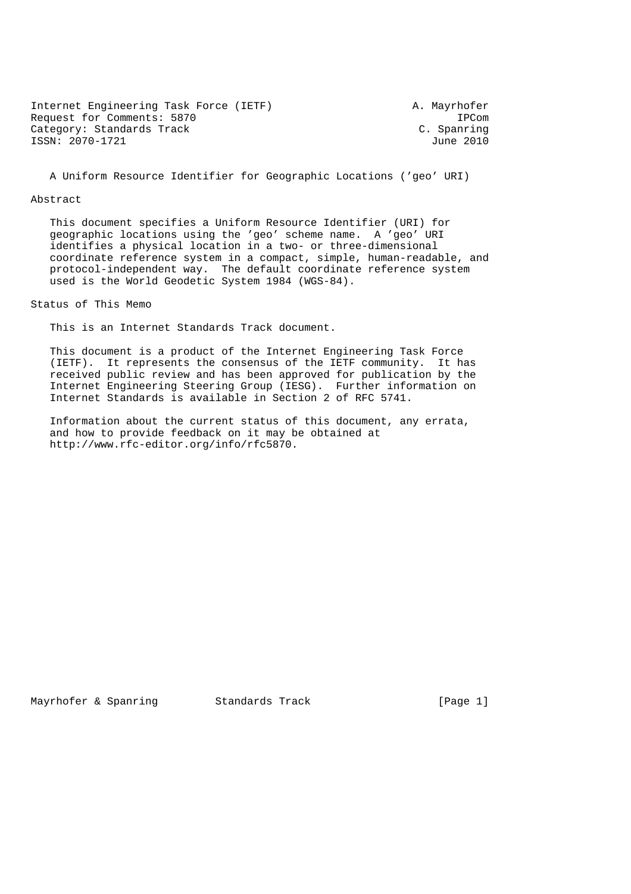Internet Engineering Task Force (IETF)  A. Mayrhofer
Request for Comments: 5870  IPCom
Category: Standards Track  C. Spanring
ISSN: 2070-1721  June 2010

# A Uniform Resource Identifier for Geographic Locations ('geo' URI)

## Abstract

This document specifies a Uniform Resource Identifier (URI) for geographic locations using the 'geo' scheme name. A 'geo' URI identifies a physical location in a two- or three-dimensional coordinate reference system in a compact, simple, human-readable, and protocol-independent way. The default coordinate reference system used is the World Geodetic System 1984 (WGS-84).

## Status of This Memo

This is an Internet Standards Track document.

This document is a product of the Internet Engineering Task Force (IETF). It represents the consensus of the IETF community. It has received public review and has been approved for publication by the Internet Engineering Steering Group (IESG). Further information on Internet Standards is available in Section 2 of RFC 5741.

Information about the current status of this document, any errata, and how to provide feedback on it may be obtained at http://www.rfc-editor.org/info/rfc5870.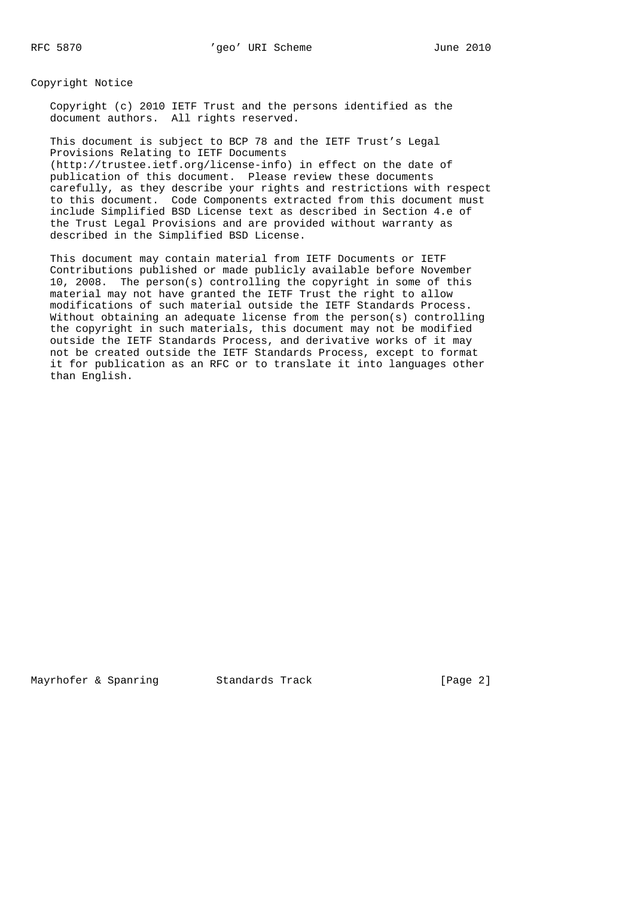## Copyright Notice

Copyright (c) 2010 IETF Trust and the persons identified as the document authors. All rights reserved.

This document is subject to BCP 78 and the IETF Trust's Legal Provisions Relating to IETF Documents (http://trustee.ietf.org/license-info) in effect on the date of publication of this document. Please review these documents carefully, as they describe your rights and restrictions with respect to this document. Code Components extracted from this document must include Simplified BSD License text as described in Section 4.e of the Trust Legal Provisions and are provided without warranty as described in the Simplified BSD License.

This document may contain material from IETF Documents or IETF Contributions published or made publicly available before November 10, 2008. The person(s) controlling the copyright in some of this material may not have granted the IETF Trust the right to allow modifications of such material outside the IETF Standards Process. Without obtaining an adequate license from the person(s) controlling the copyright in such materials, this document may not be modified outside the IETF Standards Process, and derivative works of it may not be created outside the IETF Standards Process, except to format it for publication as an RFC or to translate it into languages other than English.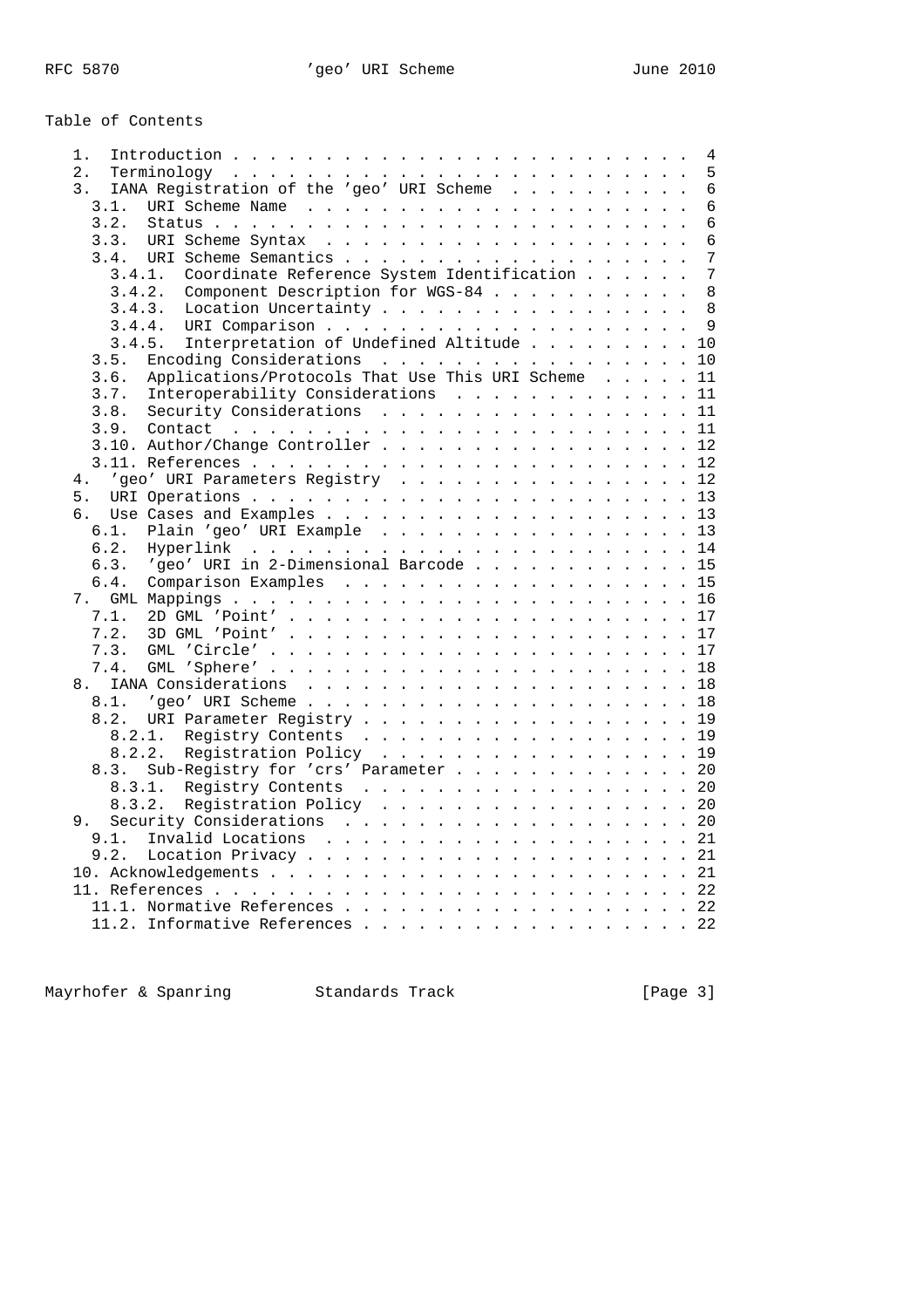## Table of Contents

```
   1.  Introduction . . . . . . . . . . . . . . . . . . . . . . . .  4
   2.  Terminology  . . . . . . . . . . . . . . . . . . . . . . . .  5
   3.  IANA Registration of the 'geo' URI Scheme  . . . . . . . . .  6
     3.1.  URI Scheme Name  . . . . . . . . . . . . . . . . . . . .  6
     3.2.  Status . . . . . . . . . . . . . . . . . . . . . . . . .  6
     3.3.  URI Scheme Syntax  . . . . . . . . . . . . . . . . . . .  6
     3.4.  URI Scheme Semantics . . . . . . . . . . . . . . . . . .  7
       3.4.1.  Coordinate Reference System Identification . . . . .  7
       3.4.2.  Component Description for WGS-84 . . . . . . . . . .  8
       3.4.3.  Location Uncertainty . . . . . . . . . . . . . . . .  8
       3.4.4.  URI Comparison . . . . . . . . . . . . . . . . . . .  9
       3.4.5.  Interpretation of Undefined Altitude . . . . . . . . 10
     3.5.  Encoding Considerations  . . . . . . . . . . . . . . . . 10
     3.6.  Applications/Protocols That Use This URI Scheme  . . . . 11
     3.7.  Interoperability Considerations  . . . . . . . . . . . . 11
     3.8.  Security Considerations  . . . . . . . . . . . . . . . . 11
     3.9.  Contact  . . . . . . . . . . . . . . . . . . . . . . . . 11
     3.10. Author/Change Controller . . . . . . . . . . . . . . . . 12
     3.11. References . . . . . . . . . . . . . . . . . . . . . . . 12
   4.  'geo' URI Parameters Registry  . . . . . . . . . . . . . . . 12
   5.  URI Operations . . . . . . . . . . . . . . . . . . . . . . . 13
   6.  Use Cases and Examples . . . . . . . . . . . . . . . . . . . 13
     6.1.  Plain 'geo' URI Example  . . . . . . . . . . . . . . . . 13
     6.2.  Hyperlink  . . . . . . . . . . . . . . . . . . . . . . . 14
     6.3.  'geo' URI in 2-Dimensional Barcode . . . . . . . . . . . 15
     6.4.  Comparison Examples  . . . . . . . . . . . . . . . . . . 15
   7.  GML Mappings . . . . . . . . . . . . . . . . . . . . . . . . 16
     7.1.  2D GML 'Point' . . . . . . . . . . . . . . . . . . . . . 17
     7.2.  3D GML 'Point' . . . . . . . . . . . . . . . . . . . . . 17
     7.3.  GML 'Circle' . . . . . . . . . . . . . . . . . . . . . . 17
     7.4.  GML 'Sphere' . . . . . . . . . . . . . . . . . . . . . . 18
   8.  IANA Considerations  . . . . . . . . . . . . . . . . . . . . 18
     8.1.  'geo' URI Scheme . . . . . . . . . . . . . . . . . . . . 18
     8.2.  URI Parameter Registry . . . . . . . . . . . . . . . . . 19
       8.2.1.  Registry Contents  . . . . . . . . . . . . . . . . . 19
       8.2.2.  Registration Policy  . . . . . . . . . . . . . . . . 19
     8.3.  Sub-Registry for 'crs' Parameter . . . . . . . . . . . . 20
       8.3.1.  Registry Contents  . . . . . . . . . . . . . . . . . 20
       8.3.2.  Registration Policy  . . . . . . . . . . . . . . . . 20
   9.  Security Considerations  . . . . . . . . . . . . . . . . . . 20
     9.1.  Invalid Locations  . . . . . . . . . . . . . . . . . . . 21
     9.2.  Location Privacy . . . . . . . . . . . . . . . . . . . . 21
   10. Acknowledgements . . . . . . . . . . . . . . . . . . . . . . 21
   11. References . . . . . . . . . . . . . . . . . . . . . . . . . 22
     11.1. Normative References . . . . . . . . . . . . . . . . . . 22
     11.2. Informative References . . . . . . . . . . . . . . . . . 22
```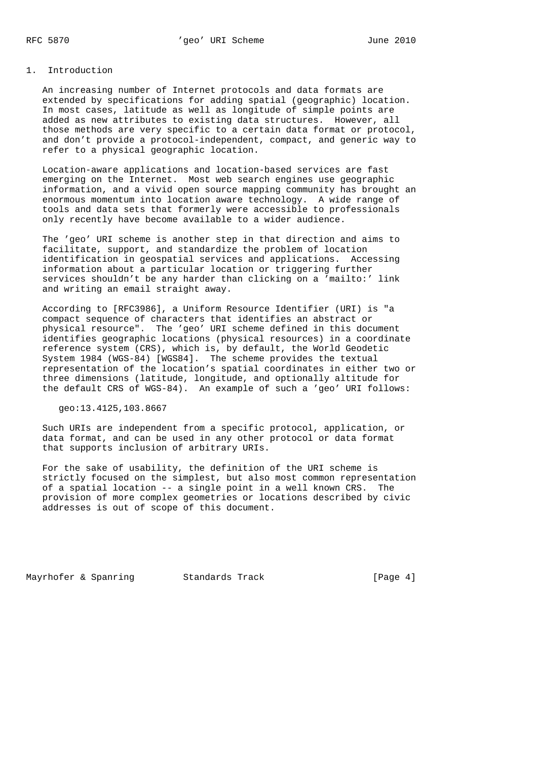## 1. Introduction

An increasing number of Internet protocols and data formats are extended by specifications for adding spatial (geographic) location. In most cases, latitude as well as longitude of simple points are added as new attributes to existing data structures. However, all those methods are very specific to a certain data format or protocol, and don't provide a protocol-independent, compact, and generic way to refer to a physical geographic location.

Location-aware applications and location-based services are fast emerging on the Internet. Most web search engines use geographic information, and a vivid open source mapping community has brought an enormous momentum into location aware technology. A wide range of tools and data sets that formerly were accessible to professionals only recently have become available to a wider audience.

The 'geo' URI scheme is another step in that direction and aims to facilitate, support, and standardize the problem of location identification in geospatial services and applications. Accessing information about a particular location or triggering further services shouldn't be any harder than clicking on a 'mailto:' link and writing an email straight away.

According to [RFC3986], a Uniform Resource Identifier (URI) is "a compact sequence of characters that identifies an abstract or physical resource". The 'geo' URI scheme defined in this document identifies geographic locations (physical resources) in a coordinate reference system (CRS), which is, by default, the World Geodetic System 1984 (WGS-84) [WGS84]. The scheme provides the textual representation of the location's spatial coordinates in either two or three dimensions (latitude, longitude, and optionally altitude for the default CRS of WGS-84). An example of such a 'geo' URI follows:

```
geo:13.4125,103.8667
```

Such URIs are independent from a specific protocol, application, or data format, and can be used in any other protocol or data format that supports inclusion of arbitrary URIs.

For the sake of usability, the definition of the URI scheme is strictly focused on the simplest, but also most common representation of a spatial location -- a single point in a well known CRS. The provision of more complex geometries or locations described by civic addresses is out of scope of this document.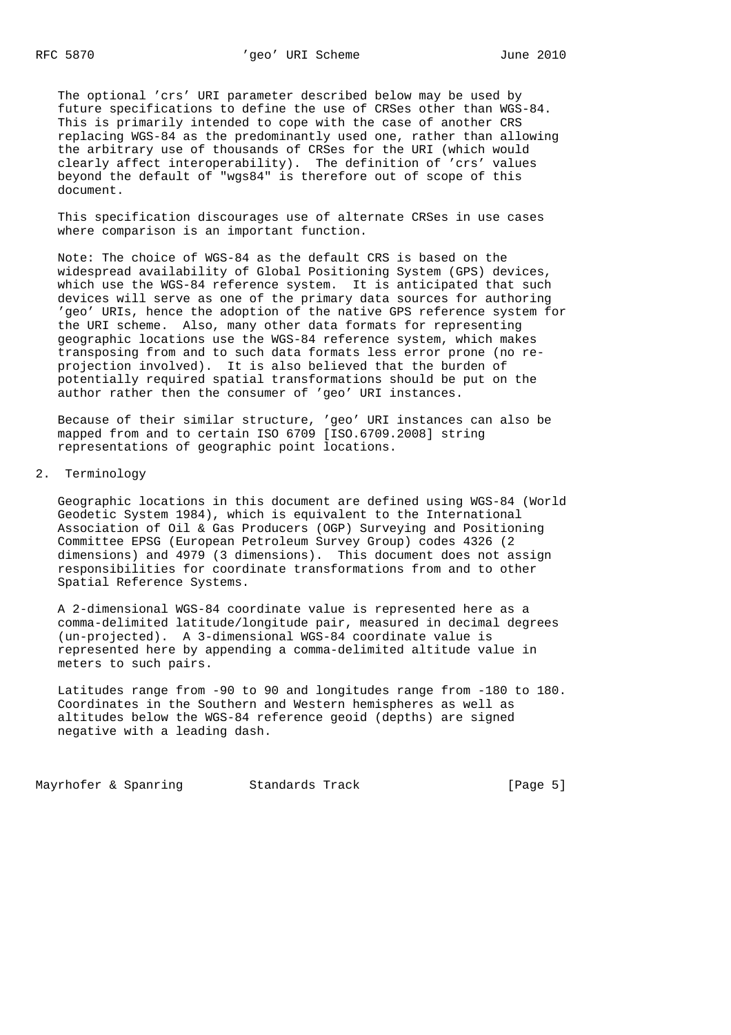The optional 'crs' URI parameter described below may be used by future specifications to define the use of CRSes other than WGS-84. This is primarily intended to cope with the case of another CRS replacing WGS-84 as the predominantly used one, rather than allowing the arbitrary use of thousands of CRSes for the URI (which would clearly affect interoperability). The definition of 'crs' values beyond the default of "wgs84" is therefore out of scope of this document.

This specification discourages use of alternate CRSes in use cases where comparison is an important function.

Note: The choice of WGS-84 as the default CRS is based on the widespread availability of Global Positioning System (GPS) devices, which use the WGS-84 reference system. It is anticipated that such devices will serve as one of the primary data sources for authoring 'geo' URIs, hence the adoption of the native GPS reference system for the URI scheme. Also, many other data formats for representing geographic locations use the WGS-84 reference system, which makes transposing from and to such data formats less error prone (no re-projection involved). It is also believed that the burden of potentially required spatial transformations should be put on the author rather then the consumer of 'geo' URI instances.

Because of their similar structure, 'geo' URI instances can also be mapped from and to certain ISO 6709 [ISO.6709.2008] string representations of geographic point locations.

## 2. Terminology

Geographic locations in this document are defined using WGS-84 (World Geodetic System 1984), which is equivalent to the International Association of Oil & Gas Producers (OGP) Surveying and Positioning Committee EPSG (European Petroleum Survey Group) codes 4326 (2 dimensions) and 4979 (3 dimensions). This document does not assign responsibilities for coordinate transformations from and to other Spatial Reference Systems.

A 2-dimensional WGS-84 coordinate value is represented here as a comma-delimited latitude/longitude pair, measured in decimal degrees (un-projected). A 3-dimensional WGS-84 coordinate value is represented here by appending a comma-delimited altitude value in meters to such pairs.

Latitudes range from -90 to 90 and longitudes range from -180 to 180. Coordinates in the Southern and Western hemispheres as well as altitudes below the WGS-84 reference geoid (depths) are signed negative with a leading dash.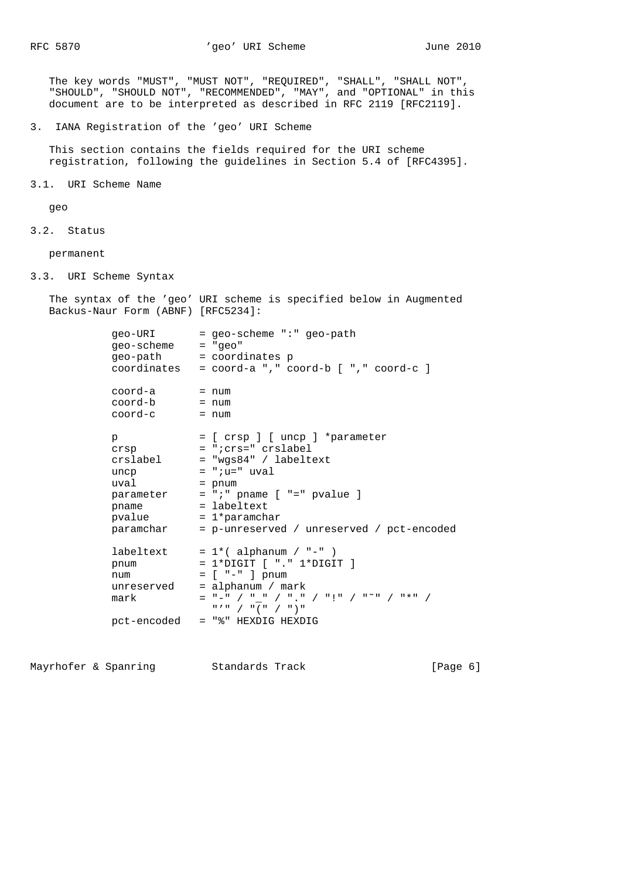The key words "MUST", "MUST NOT", "REQUIRED", "SHALL", "SHALL NOT", "SHOULD", "SHOULD NOT", "RECOMMENDED", "MAY", and "OPTIONAL" in this document are to be interpreted as described in RFC 2119 [RFC2119].

## 3. IANA Registration of the 'geo' URI Scheme

This section contains the fields required for the URI scheme registration, following the guidelines in Section 5.4 of [RFC4395].

### 3.1. URI Scheme Name

geo

### 3.2. Status

permanent

### 3.3. URI Scheme Syntax

The syntax of the 'geo' URI scheme is specified below in Augmented Backus-Naur Form (ABNF) [RFC5234]:

```
geo-URI       = geo-scheme ":" geo-path
geo-scheme    = "geo"
geo-path      = coordinates p
coordinates   = coord-a "," coord-b [ "," coord-c ]

coord-a       = num
coord-b       = num
coord-c       = num

p             = [ crsp ] [ uncp ] *parameter
crsp          = ";crs=" crslabel
crslabel      = "wgs84" / labeltext
uncp          = ";u=" uval
uval          = pnum
parameter     = ";" pname [ "=" pvalue ]
pname         = labeltext
pvalue        = 1*paramchar
paramchar     = p-unreserved / unreserved / pct-encoded

labeltext     = 1*( alphanum / "-" )
pnum          = 1*DIGIT [ "." 1*DIGIT ]
num           = [ "-" ] pnum
unreserved    = alphanum / mark
mark          = "-" / "_" / "." / "!" / "~" / "*" /
                "'" / "(" / ")"
pct-encoded   = "%" HEXDIG HEXDIG
```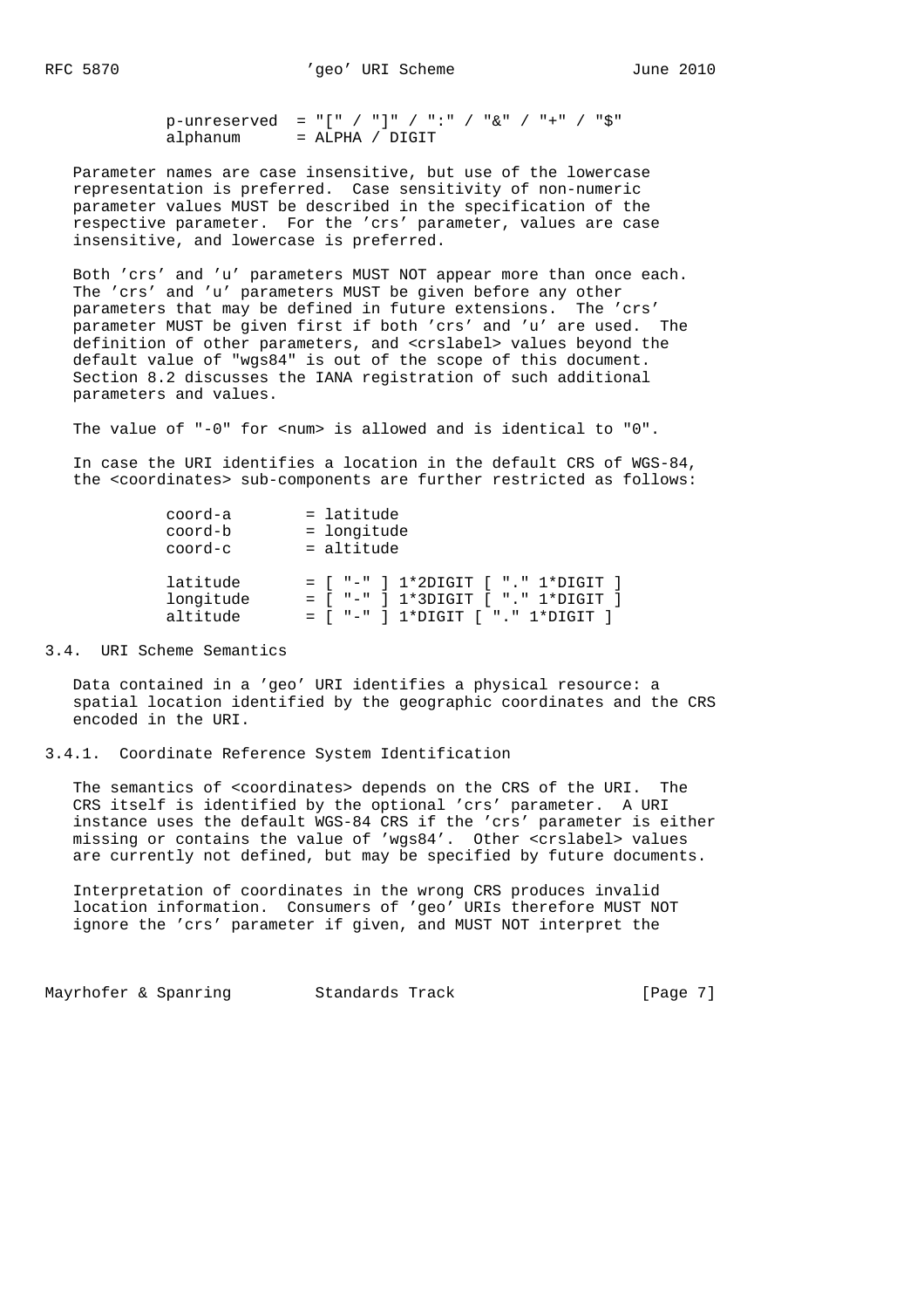```
p-unreserved  = "[" / "]" / ":" / "&" / "+" / "$"
alphanum      = ALPHA / DIGIT
```

Parameter names are case insensitive, but use of the lowercase representation is preferred. Case sensitivity of non-numeric parameter values MUST be described in the specification of the respective parameter. For the 'crs' parameter, values are case insensitive, and lowercase is preferred.

Both 'crs' and 'u' parameters MUST NOT appear more than once each. The 'crs' and 'u' parameters MUST be given before any other parameters that may be defined in future extensions. The 'crs' parameter MUST be given first if both 'crs' and 'u' are used. The definition of other parameters, and <crslabel> values beyond the default value of "wgs84" is out of the scope of this document. Section 8.2 discusses the IANA registration of such additional parameters and values.

The value of "-0" for <num> is allowed and is identical to "0".

In case the URI identifies a location in the default CRS of WGS-84, the <coordinates> sub-components are further restricted as follows:

```
coord-a       = latitude
coord-b       = longitude
coord-c       = altitude

latitude      = [ "-" ] 1*2DIGIT [ "." 1*DIGIT ]
longitude     = [ "-" ] 1*3DIGIT [ "." 1*DIGIT ]
altitude      = [ "-" ] 1*DIGIT [ "." 1*DIGIT ]
```

## 3.4. URI Scheme Semantics

Data contained in a 'geo' URI identifies a physical resource: a spatial location identified by the geographic coordinates and the CRS encoded in the URI.

### 3.4.1. Coordinate Reference System Identification

The semantics of <coordinates> depends on the CRS of the URI. The CRS itself is identified by the optional 'crs' parameter. A URI instance uses the default WGS-84 CRS if the 'crs' parameter is either missing or contains the value of 'wgs84'. Other <crslabel> values are currently not defined, but may be specified by future documents.

Interpretation of coordinates in the wrong CRS produces invalid location information. Consumers of 'geo' URIs therefore MUST NOT ignore the 'crs' parameter if given, and MUST NOT interpret the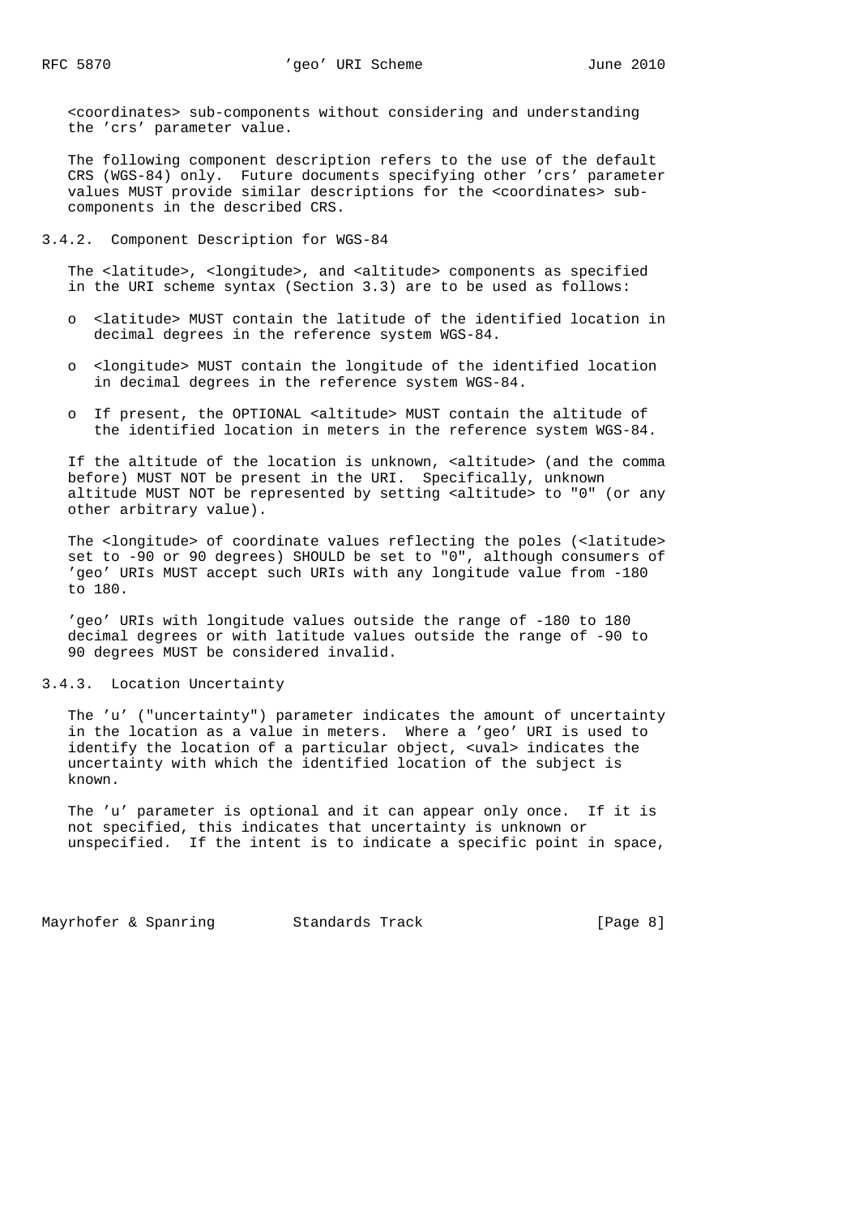<coordinates> sub-components without considering and understanding the 'crs' parameter value.

The following component description refers to the use of the default CRS (WGS-84) only. Future documents specifying other 'crs' parameter values MUST provide similar descriptions for the <coordinates> sub-components in the described CRS.

### 3.4.2. Component Description for WGS-84

The <latitude>, <longitude>, and <altitude> components as specified in the URI scheme syntax (Section 3.3) are to be used as follows:

- <latitude> MUST contain the latitude of the identified location in decimal degrees in the reference system WGS-84.
- <longitude> MUST contain the longitude of the identified location in decimal degrees in the reference system WGS-84.
- If present, the OPTIONAL <altitude> MUST contain the altitude of the identified location in meters in the reference system WGS-84.

If the altitude of the location is unknown, <altitude> (and the comma before) MUST NOT be present in the URI. Specifically, unknown altitude MUST NOT be represented by setting <altitude> to "0" (or any other arbitrary value).

The <longitude> of coordinate values reflecting the poles (<latitude> set to -90 or 90 degrees) SHOULD be set to "0", although consumers of 'geo' URIs MUST accept such URIs with any longitude value from -180 to 180.

'geo' URIs with longitude values outside the range of -180 to 180 decimal degrees or with latitude values outside the range of -90 to 90 degrees MUST be considered invalid.

### 3.4.3. Location Uncertainty

The 'u' ("uncertainty") parameter indicates the amount of uncertainty in the location as a value in meters. Where a 'geo' URI is used to identify the location of a particular object, <uval> indicates the uncertainty with which the identified location of the subject is known.

The 'u' parameter is optional and it can appear only once. If it is not specified, this indicates that uncertainty is unknown or unspecified. If the intent is to indicate a specific point in space,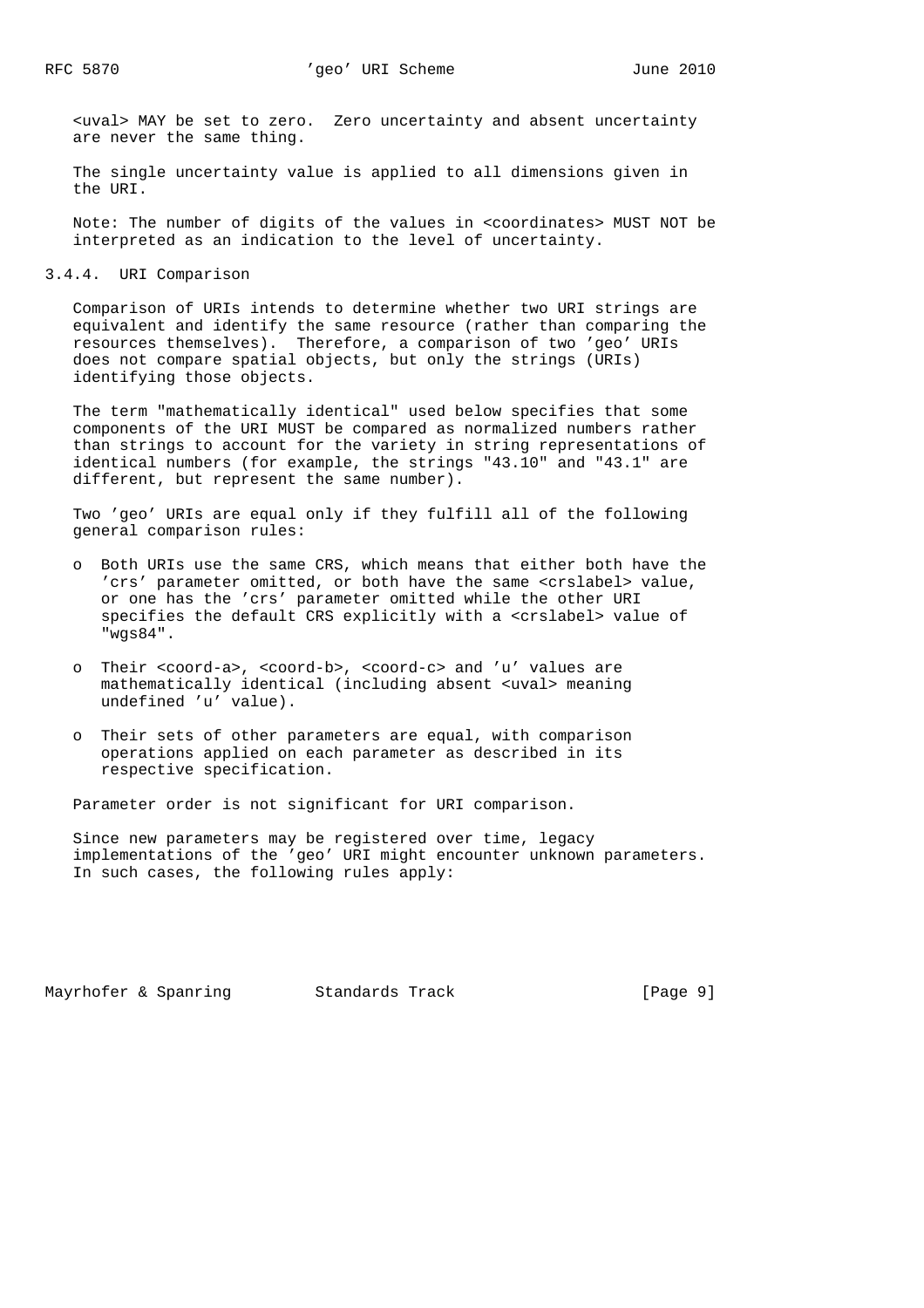<uval> MAY be set to zero. Zero uncertainty and absent uncertainty are never the same thing.

The single uncertainty value is applied to all dimensions given in the URI.

Note: The number of digits of the values in <coordinates> MUST NOT be interpreted as an indication to the level of uncertainty.

### 3.4.4. URI Comparison

Comparison of URIs intends to determine whether two URI strings are equivalent and identify the same resource (rather than comparing the resources themselves). Therefore, a comparison of two 'geo' URIs does not compare spatial objects, but only the strings (URIs) identifying those objects.

The term "mathematically identical" used below specifies that some components of the URI MUST be compared as normalized numbers rather than strings to account for the variety in string representations of identical numbers (for example, the strings "43.10" and "43.1" are different, but represent the same number).

Two 'geo' URIs are equal only if they fulfill all of the following general comparison rules:

- Both URIs use the same CRS, which means that either both have the 'crs' parameter omitted, or both have the same <crslabel> value, or one has the 'crs' parameter omitted while the other URI specifies the default CRS explicitly with a <crslabel> value of "wgs84".
- Their <coord-a>, <coord-b>, <coord-c> and 'u' values are mathematically identical (including absent <uval> meaning undefined 'u' value).
- Their sets of other parameters are equal, with comparison operations applied on each parameter as described in its respective specification.

Parameter order is not significant for URI comparison.

Since new parameters may be registered over time, legacy implementations of the 'geo' URI might encounter unknown parameters. In such cases, the following rules apply: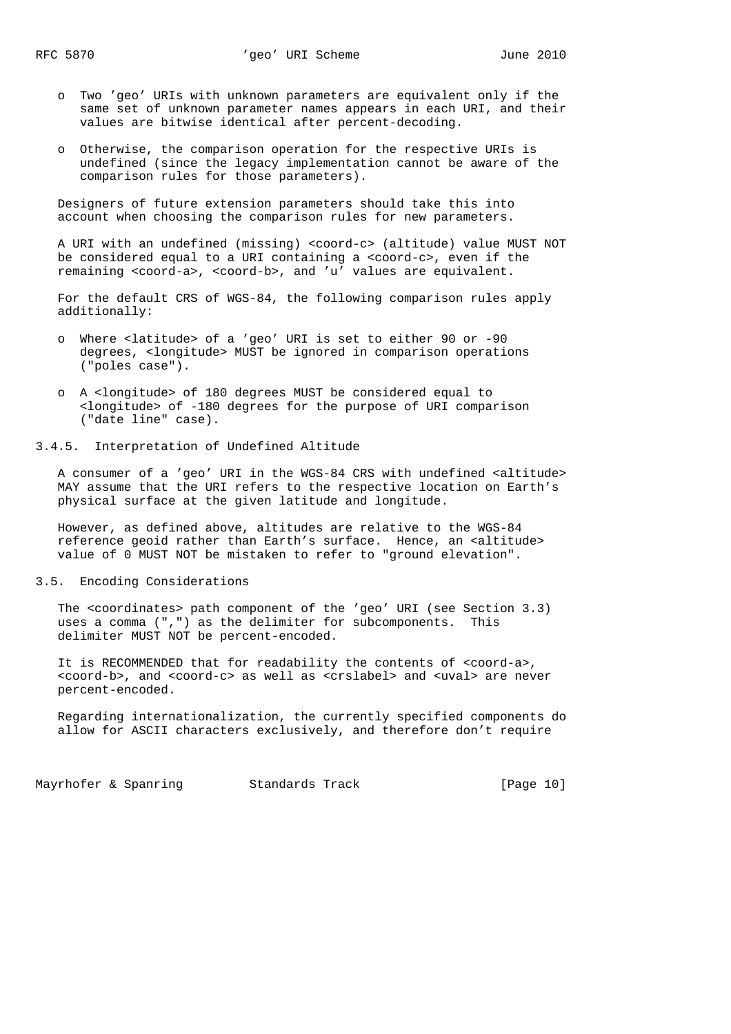- Two 'geo' URIs with unknown parameters are equivalent only if the same set of unknown parameter names appears in each URI, and their values are bitwise identical after percent-decoding.

- Otherwise, the comparison operation for the respective URIs is undefined (since the legacy implementation cannot be aware of the comparison rules for those parameters).

Designers of future extension parameters should take this into account when choosing the comparison rules for new parameters.

A URI with an undefined (missing) <coord-c> (altitude) value MUST NOT be considered equal to a URI containing a <coord-c>, even if the remaining <coord-a>, <coord-b>, and 'u' values are equivalent.

For the default CRS of WGS-84, the following comparison rules apply additionally:

- Where <latitude> of a 'geo' URI is set to either 90 or -90 degrees, <longitude> MUST be ignored in comparison operations ("poles case").

- A <longitude> of 180 degrees MUST be considered equal to <longitude> of -180 degrees for the purpose of URI comparison ("date line" case).

### 3.4.5. Interpretation of Undefined Altitude

A consumer of a 'geo' URI in the WGS-84 CRS with undefined <altitude> MAY assume that the URI refers to the respective location on Earth's physical surface at the given latitude and longitude.

However, as defined above, altitudes are relative to the WGS-84 reference geoid rather than Earth's surface. Hence, an <altitude> value of 0 MUST NOT be mistaken to refer to "ground elevation".

## 3.5. Encoding Considerations

The <coordinates> path component of the 'geo' URI (see Section 3.3) uses a comma (",") as the delimiter for subcomponents. This delimiter MUST NOT be percent-encoded.

It is RECOMMENDED that for readability the contents of <coord-a>, <coord-b>, and <coord-c> as well as <crslabel> and <uval> are never percent-encoded.

Regarding internationalization, the currently specified components do allow for ASCII characters exclusively, and therefore don't require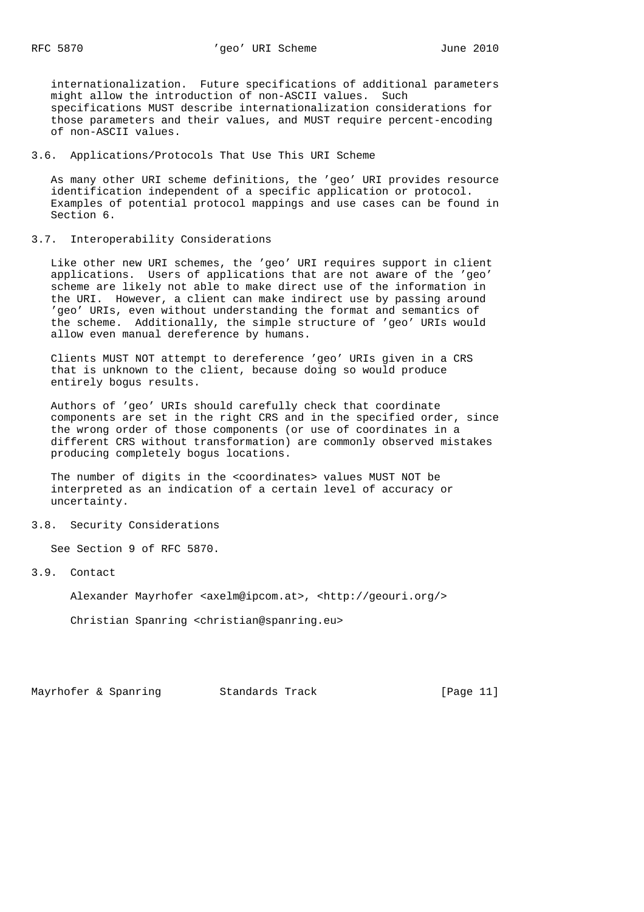internationalization. Future specifications of additional parameters might allow the introduction of non-ASCII values. Such specifications MUST describe internationalization considerations for those parameters and their values, and MUST require percent-encoding of non-ASCII values.

### 3.6. Applications/Protocols That Use This URI Scheme

As many other URI scheme definitions, the 'geo' URI provides resource identification independent of a specific application or protocol. Examples of potential protocol mappings and use cases can be found in Section 6.

### 3.7. Interoperability Considerations

Like other new URI schemes, the 'geo' URI requires support in client applications. Users of applications that are not aware of the 'geo' scheme are likely not able to make direct use of the information in the URI. However, a client can make indirect use by passing around 'geo' URIs, even without understanding the format and semantics of the scheme. Additionally, the simple structure of 'geo' URIs would allow even manual dereference by humans.

Clients MUST NOT attempt to dereference 'geo' URIs given in a CRS that is unknown to the client, because doing so would produce entirely bogus results.

Authors of 'geo' URIs should carefully check that coordinate components are set in the right CRS and in the specified order, since the wrong order of those components (or use of coordinates in a different CRS without transformation) are commonly observed mistakes producing completely bogus locations.

The number of digits in the <coordinates> values MUST NOT be interpreted as an indication of a certain level of accuracy or uncertainty.

### 3.8. Security Considerations

See Section 9 of RFC 5870.

### 3.9. Contact

Alexander Mayrhofer <axelm@ipcom.at>, <http://geouri.org/>

Christian Spanring <christian@spanring.eu>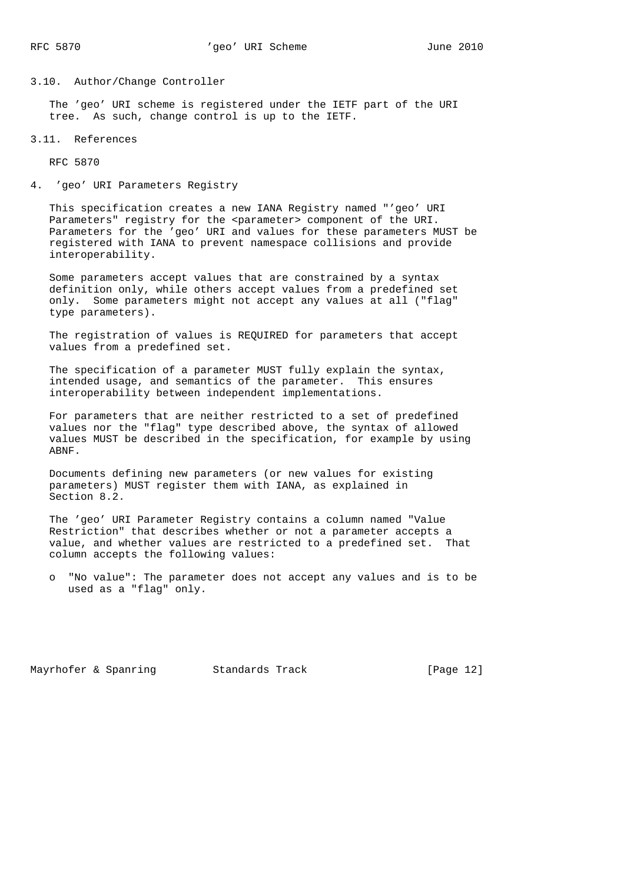### 3.10. Author/Change Controller

The 'geo' URI scheme is registered under the IETF part of the URI tree. As such, change control is up to the IETF.

### 3.11. References

RFC 5870

## 4. 'geo' URI Parameters Registry

This specification creates a new IANA Registry named "'geo' URI Parameters" registry for the <parameter> component of the URI. Parameters for the 'geo' URI and values for these parameters MUST be registered with IANA to prevent namespace collisions and provide interoperability.

Some parameters accept values that are constrained by a syntax definition only, while others accept values from a predefined set only. Some parameters might not accept any values at all ("flag" type parameters).

The registration of values is REQUIRED for parameters that accept values from a predefined set.

The specification of a parameter MUST fully explain the syntax, intended usage, and semantics of the parameter. This ensures interoperability between independent implementations.

For parameters that are neither restricted to a set of predefined values nor the "flag" type described above, the syntax of allowed values MUST be described in the specification, for example by using ABNF.

Documents defining new parameters (or new values for existing parameters) MUST register them with IANA, as explained in Section 8.2.

The 'geo' URI Parameter Registry contains a column named "Value Restriction" that describes whether or not a parameter accepts a value, and whether values are restricted to a predefined set. That column accepts the following values:

- "No value": The parameter does not accept any values and is to be used as a "flag" only.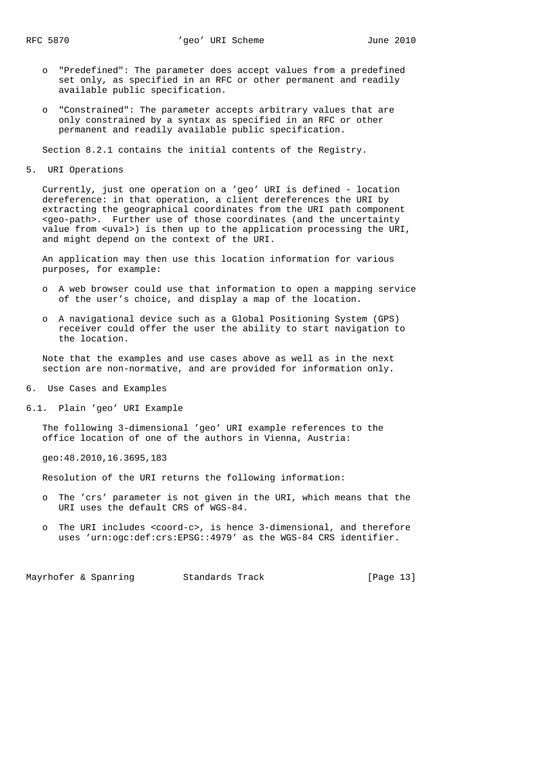- "Predefined": The parameter does accept values from a predefined set only, as specified in an RFC or other permanent and readily available public specification.

- "Constrained": The parameter accepts arbitrary values that are only constrained by a syntax as specified in an RFC or other permanent and readily available public specification.

Section 8.2.1 contains the initial contents of the Registry.

## 5. URI Operations

Currently, just one operation on a 'geo' URI is defined - location dereference: in that operation, a client dereferences the URI by extracting the geographical coordinates from the URI path component <geo-path>. Further use of those coordinates (and the uncertainty value from <uval>) is then up to the application processing the URI, and might depend on the context of the URI.

An application may then use this location information for various purposes, for example:

- A web browser could use that information to open a mapping service of the user's choice, and display a map of the location.

- A navigational device such as a Global Positioning System (GPS) receiver could offer the user the ability to start navigation to the location.

Note that the examples and use cases above as well as in the next section are non-normative, and are provided for information only.

## 6. Use Cases and Examples

### 6.1. Plain 'geo' URI Example

The following 3-dimensional 'geo' URI example references to the office location of one of the authors in Vienna, Austria:

```
geo:48.2010,16.3695,183
```

Resolution of the URI returns the following information:

- The 'crs' parameter is not given in the URI, which means that the URI uses the default CRS of WGS-84.

- The URI includes <coord-c>, is hence 3-dimensional, and therefore uses 'urn:ogc:def:crs:EPSG::4979' as the WGS-84 CRS identifier.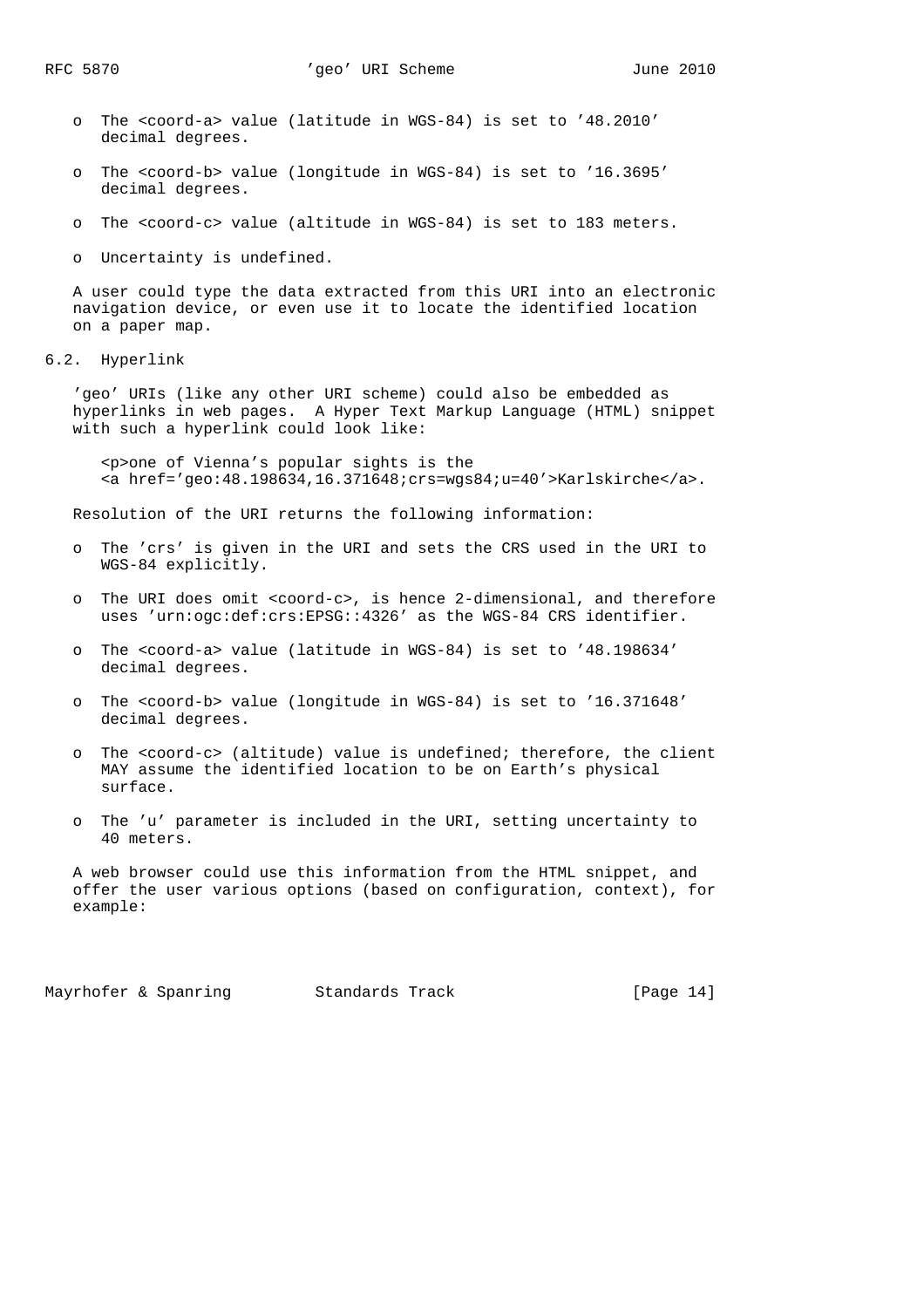- The <coord-a> value (latitude in WGS-84) is set to '48.2010' decimal degrees.

- The <coord-b> value (longitude in WGS-84) is set to '16.3695' decimal degrees.

- The <coord-c> value (altitude in WGS-84) is set to 183 meters.

- Uncertainty is undefined.

A user could type the data extracted from this URI into an electronic navigation device, or even use it to locate the identified location on a paper map.

## 6.2. Hyperlink

'geo' URIs (like any other URI scheme) could also be embedded as hyperlinks in web pages. A Hyper Text Markup Language (HTML) snippet with such a hyperlink could look like:

```
<p>one of Vienna's popular sights is the
<a href='geo:48.198634,16.371648;crs=wgs84;u=40'>Karlskirche</a>.
```

Resolution of the URI returns the following information:

- The 'crs' is given in the URI and sets the CRS used in the URI to WGS-84 explicitly.

- The URI does omit <coord-c>, is hence 2-dimensional, and therefore uses 'urn:ogc:def:crs:EPSG::4326' as the WGS-84 CRS identifier.

- The <coord-a> value (latitude in WGS-84) is set to '48.198634' decimal degrees.

- The <coord-b> value (longitude in WGS-84) is set to '16.371648' decimal degrees.

- The <coord-c> (altitude) value is undefined; therefore, the client MAY assume the identified location to be on Earth's physical surface.

- The 'u' parameter is included in the URI, setting uncertainty to 40 meters.

A web browser could use this information from the HTML snippet, and offer the user various options (based on configuration, context), for example: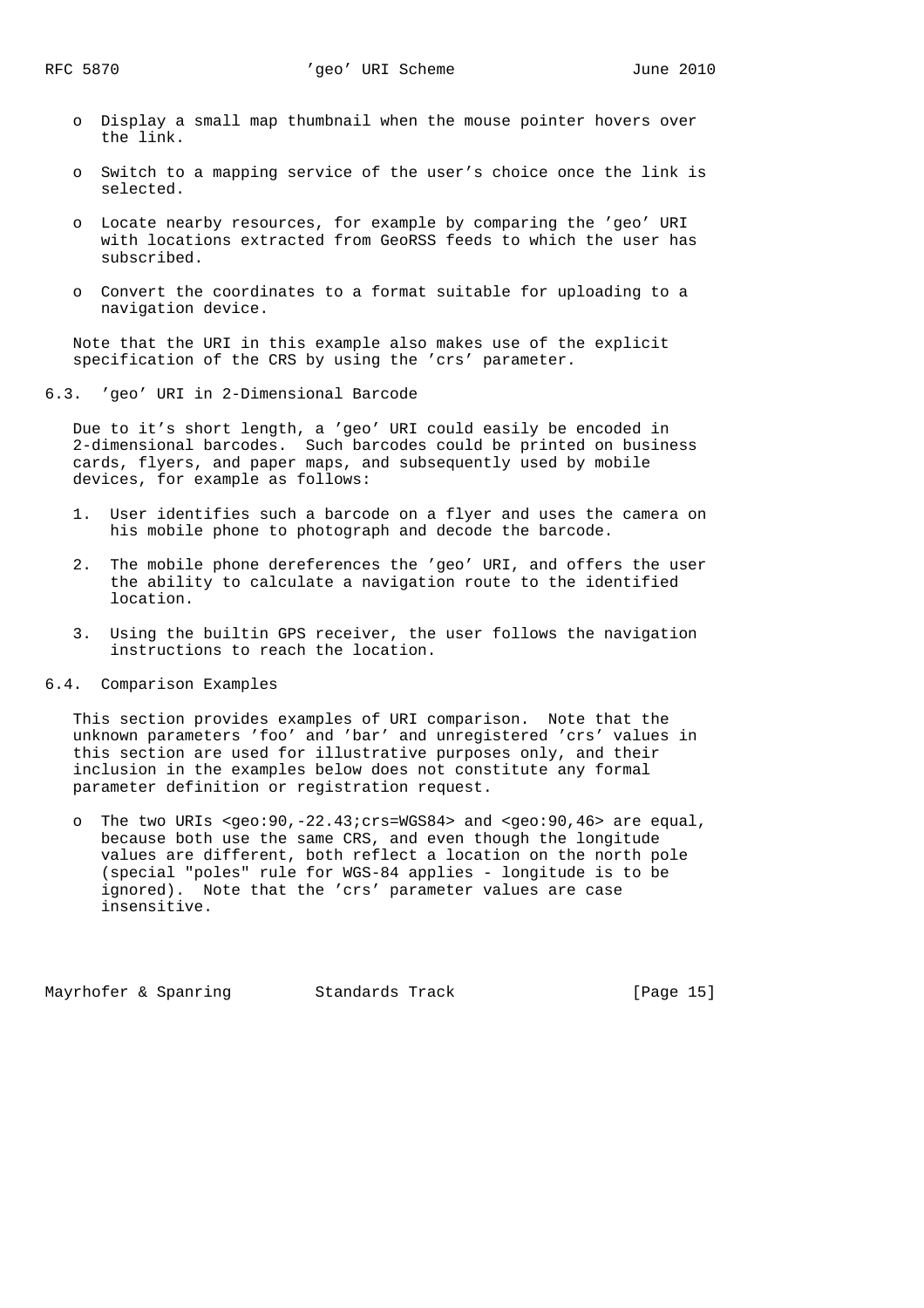- Display a small map thumbnail when the mouse pointer hovers over the link.

- Switch to a mapping service of the user's choice once the link is selected.

- Locate nearby resources, for example by comparing the 'geo' URI with locations extracted from GeoRSS feeds to which the user has subscribed.

- Convert the coordinates to a format suitable for uploading to a navigation device.

Note that the URI in this example also makes use of the explicit specification of the CRS by using the 'crs' parameter.

## 6.3. 'geo' URI in 2-Dimensional Barcode

Due to it's short length, a 'geo' URI could easily be encoded in 2-dimensional barcodes. Such barcodes could be printed on business cards, flyers, and paper maps, and subsequently used by mobile devices, for example as follows:

1. User identifies such a barcode on a flyer and uses the camera on his mobile phone to photograph and decode the barcode.

2. The mobile phone dereferences the 'geo' URI, and offers the user the ability to calculate a navigation route to the identified location.

3. Using the builtin GPS receiver, the user follows the navigation instructions to reach the location.

## 6.4. Comparison Examples

This section provides examples of URI comparison. Note that the unknown parameters 'foo' and 'bar' and unregistered 'crs' values in this section are used for illustrative purposes only, and their inclusion in the examples below does not constitute any formal parameter definition or registration request.

- The two URIs <geo:90,-22.43;crs=WGS84> and <geo:90,46> are equal, because both use the same CRS, and even though the longitude values are different, both reflect a location on the north pole (special "poles" rule for WGS-84 applies - longitude is to be ignored). Note that the 'crs' parameter values are case insensitive.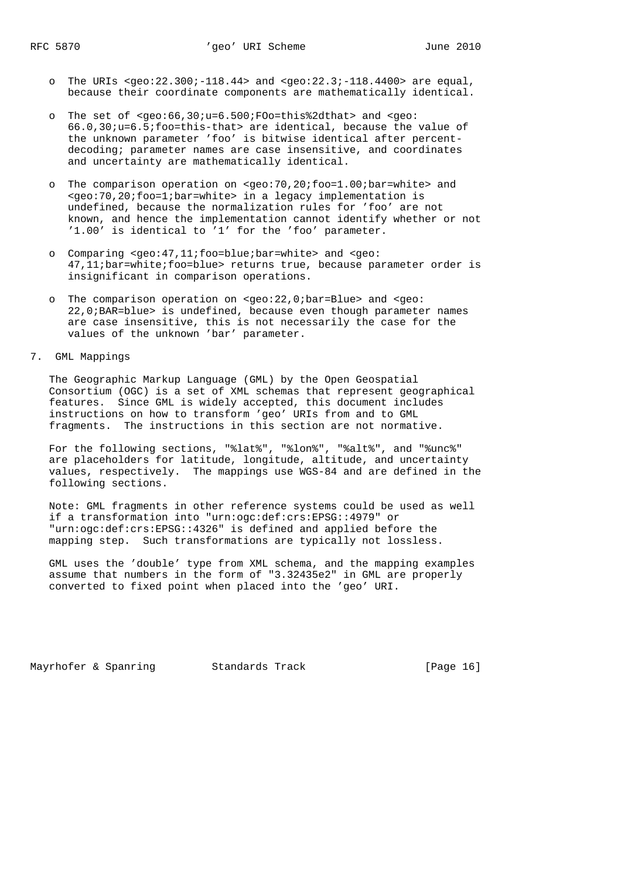- The URIs <geo:22.300;-118.44> and <geo:22.3;-118.4400> are equal, because their coordinate components are mathematically identical.

- The set of <geo:66,30;u=6.500;FOo=this%2dthat> and <geo:66.0,30;u=6.5;foo=this-that> are identical, because the value of the unknown parameter 'foo' is bitwise identical after percent-decoding; parameter names are case insensitive, and coordinates and uncertainty are mathematically identical.

- The comparison operation on <geo:70,20;foo=1.00;bar=white> and <geo:70,20;foo=1;bar=white> in a legacy implementation is undefined, because the normalization rules for 'foo' are not known, and hence the implementation cannot identify whether or not '1.00' is identical to '1' for the 'foo' parameter.

- Comparing <geo:47,11;foo=blue;bar=white> and <geo:47,11;bar=white;foo=blue> returns true, because parameter order is insignificant in comparison operations.

- The comparison operation on <geo:22,0;bar=Blue> and <geo:22,0;BAR=blue> is undefined, because even though parameter names are case insensitive, this is not necessarily the case for the values of the unknown 'bar' parameter.

## 7. GML Mappings

The Geographic Markup Language (GML) by the Open Geospatial Consortium (OGC) is a set of XML schemas that represent geographical features. Since GML is widely accepted, this document includes instructions on how to transform 'geo' URIs from and to GML fragments. The instructions in this section are not normative.

For the following sections, "%lat%", "%lon%", "%alt%", and "%unc%" are placeholders for latitude, longitude, altitude, and uncertainty values, respectively. The mappings use WGS-84 and are defined in the following sections.

Note: GML fragments in other reference systems could be used as well if a transformation into "urn:ogc:def:crs:EPSG::4979" or "urn:ogc:def:crs:EPSG::4326" is defined and applied before the mapping step. Such transformations are typically not lossless.

GML uses the 'double' type from XML schema, and the mapping examples assume that numbers in the form of "3.32435e2" in GML are properly converted to fixed point when placed into the 'geo' URI.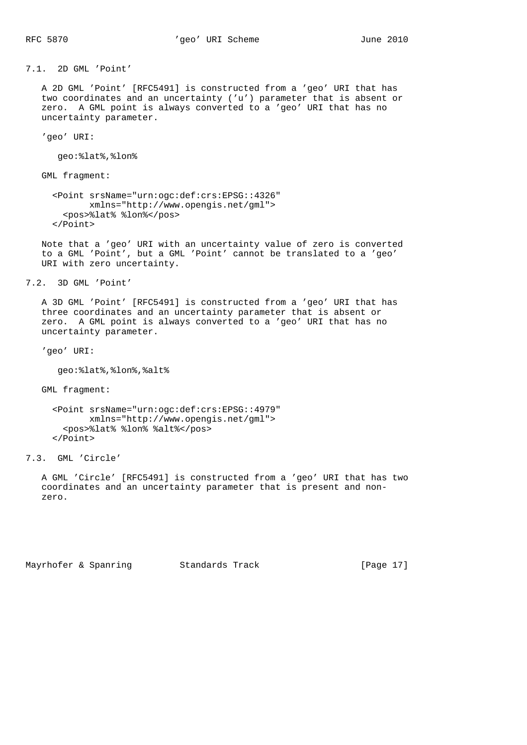### 7.1. 2D GML 'Point'

A 2D GML 'Point' [RFC5491] is constructed from a 'geo' URI that has two coordinates and an uncertainty ('u') parameter that is absent or zero. A GML point is always converted to a 'geo' URI that has no uncertainty parameter.

'geo' URI:

```
geo:%lat%,%lon%
```

GML fragment:

```
<Point srsName="urn:ogc:def:crs:EPSG::4326"
       xmlns="http://www.opengis.net/gml">
  <pos>%lat% %lon%</pos>
</Point>
```

Note that a 'geo' URI with an uncertainty value of zero is converted to a GML 'Point', but a GML 'Point' cannot be translated to a 'geo' URI with zero uncertainty.

### 7.2. 3D GML 'Point'

A 3D GML 'Point' [RFC5491] is constructed from a 'geo' URI that has three coordinates and an uncertainty parameter that is absent or zero. A GML point is always converted to a 'geo' URI that has no uncertainty parameter.

'geo' URI:

```
geo:%lat%,%lon%,%alt%
```

GML fragment:

```
<Point srsName="urn:ogc:def:crs:EPSG::4979"
       xmlns="http://www.opengis.net/gml">
  <pos>%lat% %lon% %alt%</pos>
</Point>
```

### 7.3. GML 'Circle'

A GML 'Circle' [RFC5491] is constructed from a 'geo' URI that has two coordinates and an uncertainty parameter that is present and non-zero.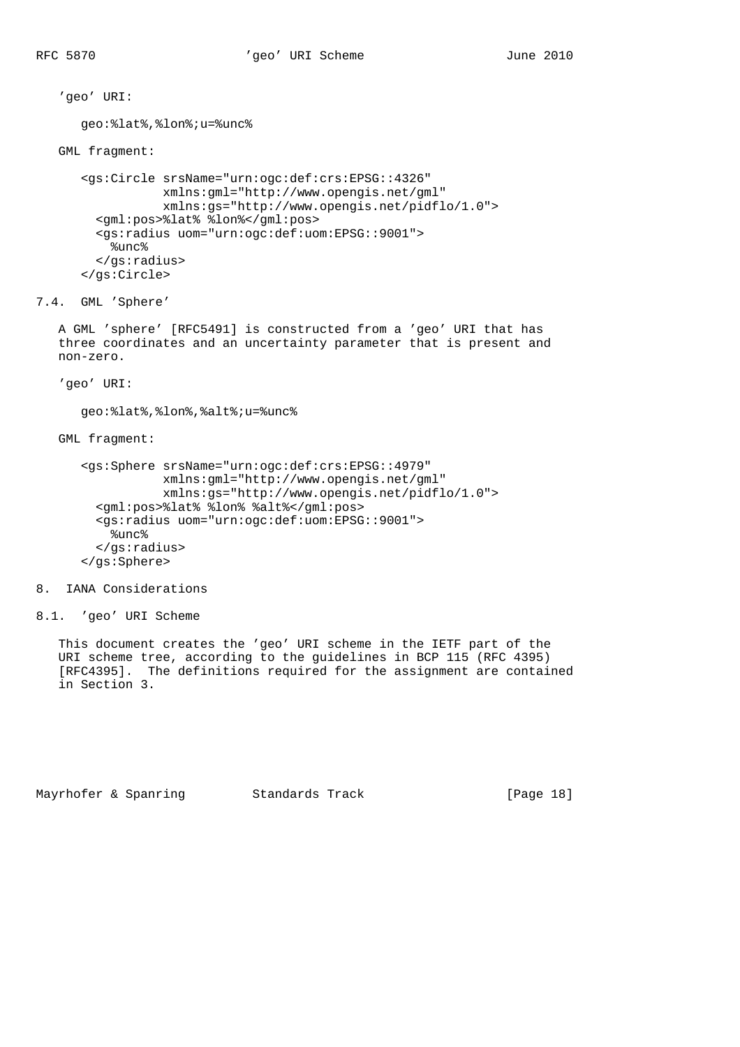'geo' URI:

```
geo:%lat%,%lon%;u=%unc%
```

GML fragment:

```
<gs:Circle srsName="urn:ogc:def:crs:EPSG::4326"
           xmlns:gml="http://www.opengis.net/gml"
           xmlns:gs="http://www.opengis.net/pidflo/1.0">
  <gml:pos>%lat% %lon%</gml:pos>
  <gs:radius uom="urn:ogc:def:uom:EPSG::9001">
    %unc%
  </gs:radius>
</gs:Circle>
```

### 7.4. GML 'Sphere'

A GML 'sphere' [RFC5491] is constructed from a 'geo' URI that has three coordinates and an uncertainty parameter that is present and non-zero.

'geo' URI:

```
geo:%lat%,%lon%,%alt%;u=%unc%
```

GML fragment:

```
<gs:Sphere srsName="urn:ogc:def:crs:EPSG::4979"
           xmlns:gml="http://www.opengis.net/gml"
           xmlns:gs="http://www.opengis.net/pidflo/1.0">
  <gml:pos>%lat% %lon% %alt%</gml:pos>
  <gs:radius uom="urn:ogc:def:uom:EPSG::9001">
    %unc%
  </gs:radius>
</gs:Sphere>
```

## 8. IANA Considerations

### 8.1. 'geo' URI Scheme

This document creates the 'geo' URI scheme in the IETF part of the URI scheme tree, according to the guidelines in BCP 115 (RFC 4395) [RFC4395]. The definitions required for the assignment are contained in Section 3.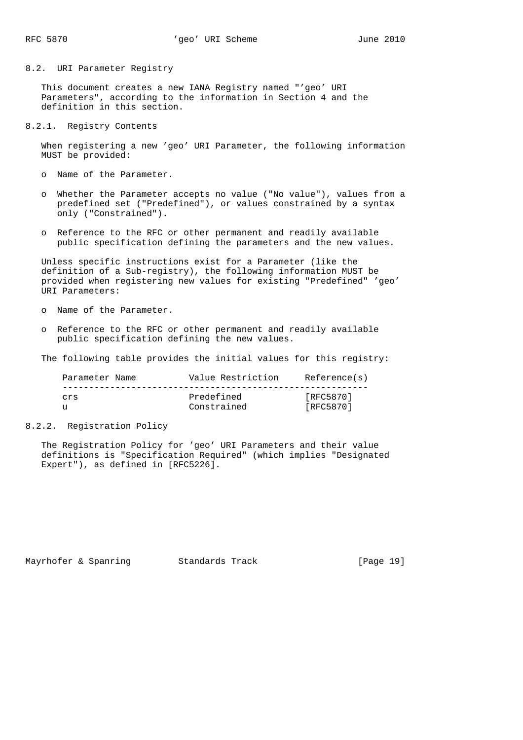### 8.2. URI Parameter Registry

This document creates a new IANA Registry named "'geo' URI Parameters", according to the information in Section 4 and the definition in this section.

#### 8.2.1. Registry Contents

When registering a new 'geo' URI Parameter, the following information MUST be provided:

- Name of the Parameter.
- Whether the Parameter accepts no value ("No value"), values from a predefined set ("Predefined"), or values constrained by a syntax only ("Constrained").
- Reference to the RFC or other permanent and readily available public specification defining the parameters and the new values.

Unless specific instructions exist for a Parameter (like the definition of a Sub-registry), the following information MUST be provided when registering new values for existing "Predefined" 'geo' URI Parameters:

- Name of the Parameter.
- Reference to the RFC or other permanent and readily available public specification defining the new values.

The following table provides the initial values for this registry:

| Parameter Name | Value Restriction | Reference(s) |
|---|---|---|
| crs | Predefined | [RFC5870] |
| u | Constrained | [RFC5870] |

#### 8.2.2. Registration Policy

The Registration Policy for 'geo' URI Parameters and their value definitions is "Specification Required" (which implies "Designated Expert"), as defined in [RFC5226].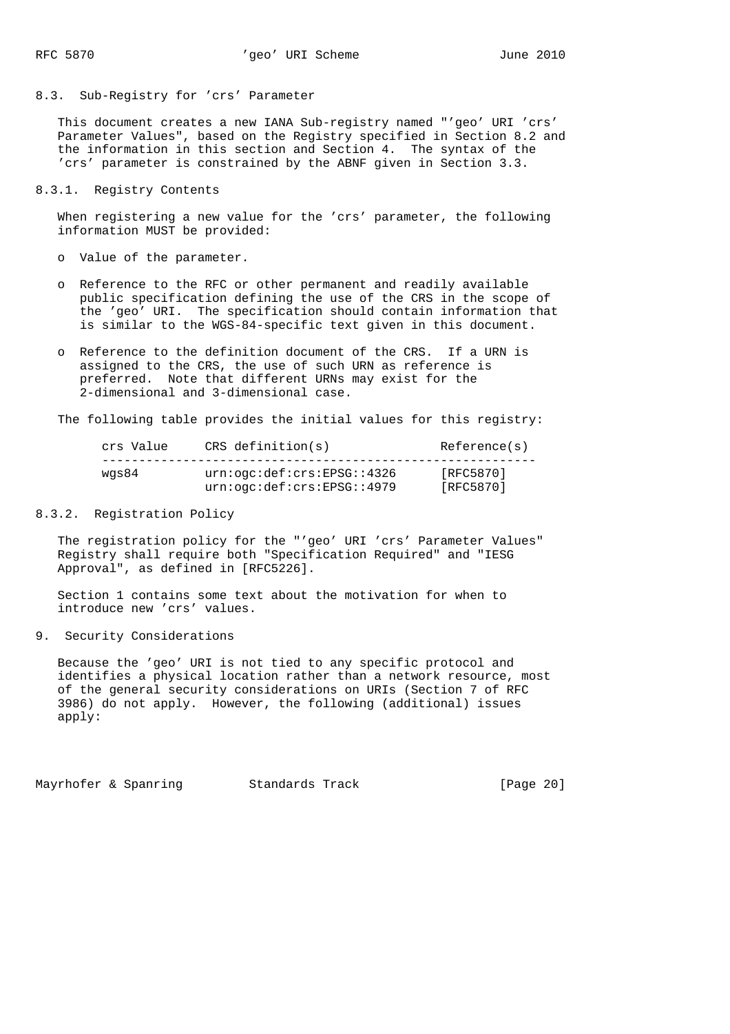### 8.3. Sub-Registry for 'crs' Parameter

This document creates a new IANA Sub-registry named "'geo' URI 'crs' Parameter Values", based on the Registry specified in Section 8.2 and the information in this section and Section 4. The syntax of the 'crs' parameter is constrained by the ABNF given in Section 3.3.

#### 8.3.1. Registry Contents

When registering a new value for the 'crs' parameter, the following information MUST be provided:

- Value of the parameter.
- Reference to the RFC or other permanent and readily available public specification defining the use of the CRS in the scope of the 'geo' URI. The specification should contain information that is similar to the WGS-84-specific text given in this document.
- Reference to the definition document of the CRS. If a URN is assigned to the CRS, the use of such URN as reference is preferred. Note that different URNs may exist for the 2-dimensional and 3-dimensional case.

The following table provides the initial values for this registry:

| crs Value | CRS definition(s) | Reference(s) |
| --- | --- | --- |
| wgs84 | urn:ogc:def:crs:EPSG::4326 | [RFC5870] |
| | urn:ogc:def:crs:EPSG::4979 | [RFC5870] |

#### 8.3.2. Registration Policy

The registration policy for the "'geo' URI 'crs' Parameter Values" Registry shall require both "Specification Required" and "IESG Approval", as defined in [RFC5226].

Section 1 contains some text about the motivation for when to introduce new 'crs' values.

## 9. Security Considerations

Because the 'geo' URI is not tied to any specific protocol and identifies a physical location rather than a network resource, most of the general security considerations on URIs (Section 7 of RFC 3986) do not apply. However, the following (additional) issues apply: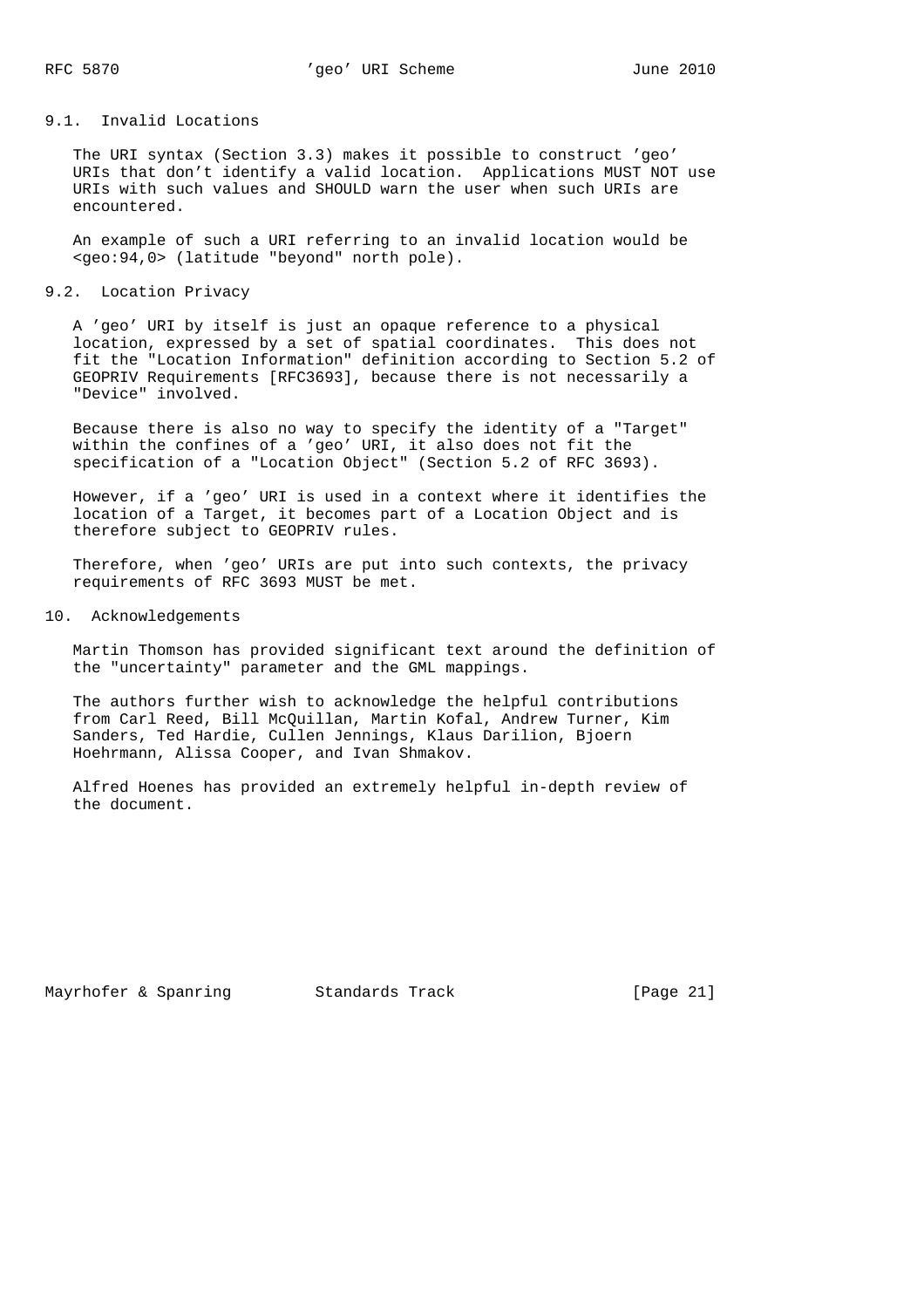### 9.1. Invalid Locations

The URI syntax (Section 3.3) makes it possible to construct 'geo' URIs that don't identify a valid location. Applications MUST NOT use URIs with such values and SHOULD warn the user when such URIs are encountered.

An example of such a URI referring to an invalid location would be <geo:94,0> (latitude "beyond" north pole).

### 9.2. Location Privacy

A 'geo' URI by itself is just an opaque reference to a physical location, expressed by a set of spatial coordinates. This does not fit the "Location Information" definition according to Section 5.2 of GEOPRIV Requirements [RFC3693], because there is not necessarily a "Device" involved.

Because there is also no way to specify the identity of a "Target" within the confines of a 'geo' URI, it also does not fit the specification of a "Location Object" (Section 5.2 of RFC 3693).

However, if a 'geo' URI is used in a context where it identifies the location of a Target, it becomes part of a Location Object and is therefore subject to GEOPRIV rules.

Therefore, when 'geo' URIs are put into such contexts, the privacy requirements of RFC 3693 MUST be met.

## 10. Acknowledgements

Martin Thomson has provided significant text around the definition of the "uncertainty" parameter and the GML mappings.

The authors further wish to acknowledge the helpful contributions from Carl Reed, Bill McQuillan, Martin Kofal, Andrew Turner, Kim Sanders, Ted Hardie, Cullen Jennings, Klaus Darilion, Bjoern Hoehrmann, Alissa Cooper, and Ivan Shmakov.

Alfred Hoenes has provided an extremely helpful in-depth review of the document.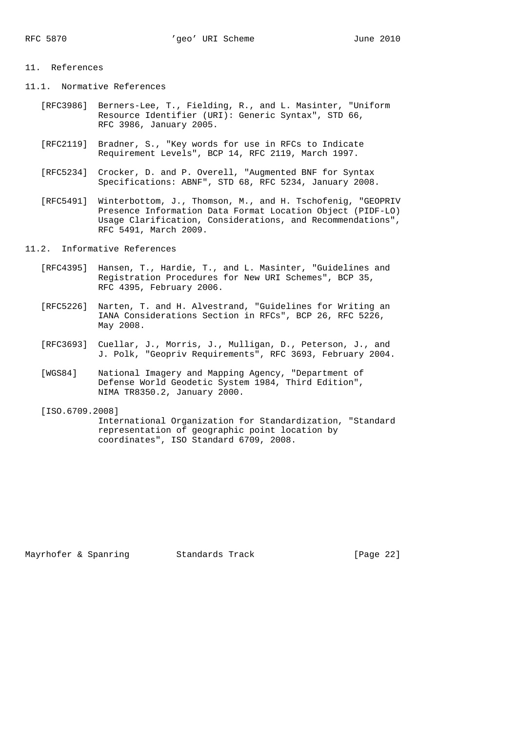## 11. References

### 11.1. Normative References

[RFC3986] Berners-Lee, T., Fielding, R., and L. Masinter, "Uniform Resource Identifier (URI): Generic Syntax", STD 66, RFC 3986, January 2005.

[RFC2119] Bradner, S., "Key words for use in RFCs to Indicate Requirement Levels", BCP 14, RFC 2119, March 1997.

[RFC5234] Crocker, D. and P. Overell, "Augmented BNF for Syntax Specifications: ABNF", STD 68, RFC 5234, January 2008.

[RFC5491] Winterbottom, J., Thomson, M., and H. Tschofenig, "GEOPRIV Presence Information Data Format Location Object (PIDF-LO) Usage Clarification, Considerations, and Recommendations", RFC 5491, March 2009.

### 11.2. Informative References

[RFC4395] Hansen, T., Hardie, T., and L. Masinter, "Guidelines and Registration Procedures for New URI Schemes", BCP 35, RFC 4395, February 2006.

[RFC5226] Narten, T. and H. Alvestrand, "Guidelines for Writing an IANA Considerations Section in RFCs", BCP 26, RFC 5226, May 2008.

[RFC3693] Cuellar, J., Morris, J., Mulligan, D., Peterson, J., and J. Polk, "Geopriv Requirements", RFC 3693, February 2004.

[WGS84] National Imagery and Mapping Agency, "Department of Defense World Geodetic System 1984, Third Edition", NIMA TR8350.2, January 2000.

[ISO.6709.2008] International Organization for Standardization, "Standard representation of geographic point location by coordinates", ISO Standard 6709, 2008.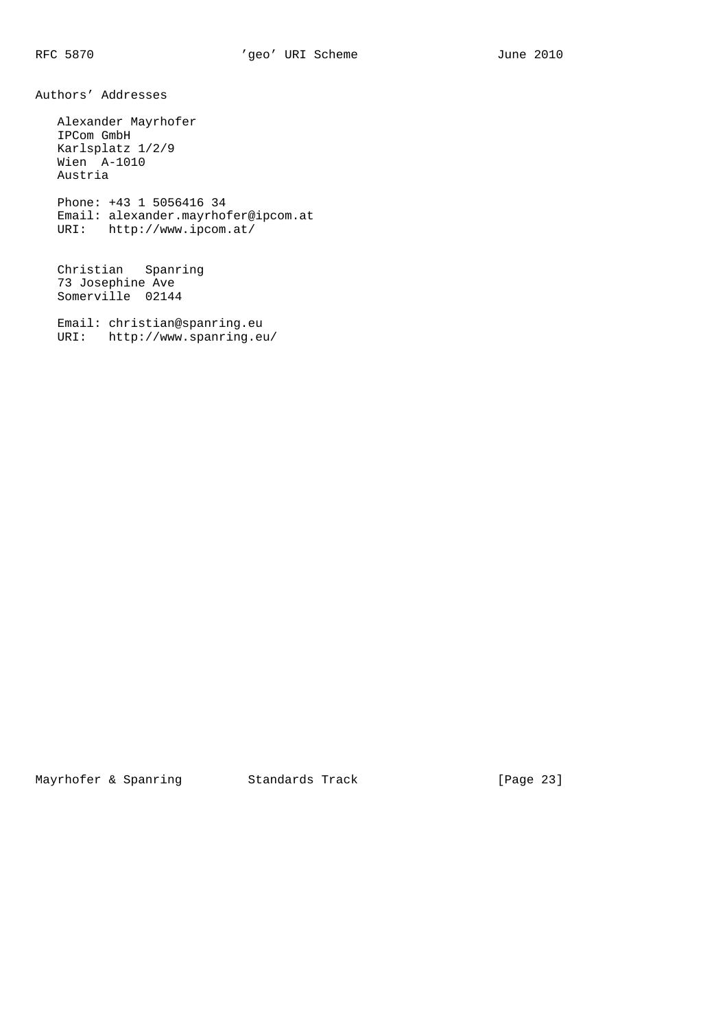# Authors' Addresses

Alexander Mayrhofer
IPCom GmbH
Karlsplatz 1/2/9
Wien  A-1010
Austria

Phone: +43 1 5056416 34
Email: alexander.mayrhofer@ipcom.at
URI:   http://www.ipcom.at/

Christian   Spanring
73 Josephine Ave
Somerville  02144

Email: christian@spanring.eu
URI:   http://www.spanring.eu/